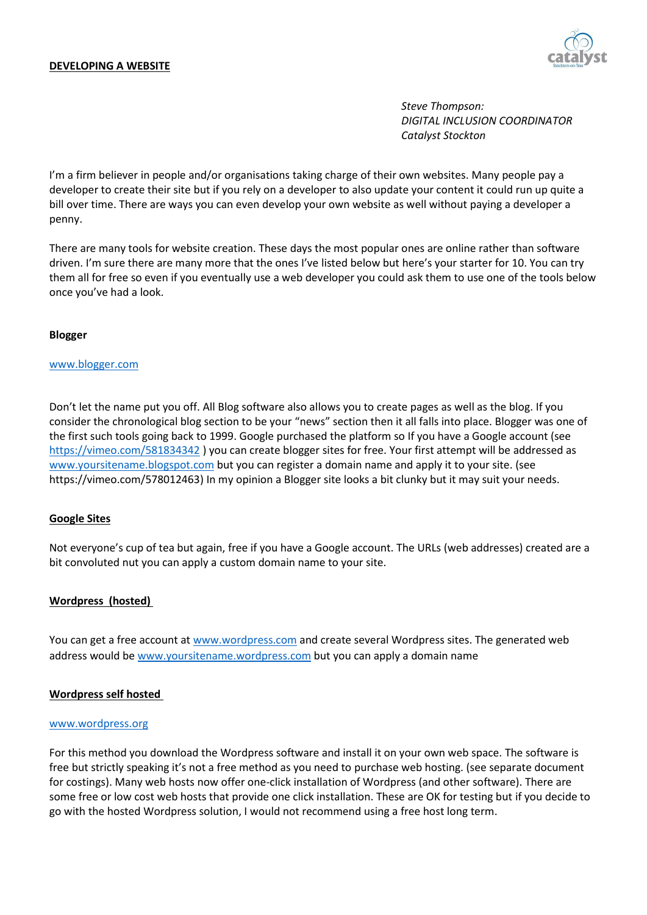# DEVELOPING A WEBSITE

*Steve Thompson:*
*DIGITAL INCLUSION COORDINATOR*
*Catalyst Stockton*

I'm a firm believer in people and/or organisations taking charge of their own websites. Many people pay a developer to create their site but if you rely on a developer to also update your content it could run up quite a bill over time. There are ways you can even develop your own website as well without paying a developer a penny.

There are many tools for website creation. These days the most popular ones are online rather than software driven. I'm sure there are many more that the ones I've listed below but here's your starter for 10. You can try them all for free so even if you eventually use a web developer you could ask them to use one of the tools below once you've had a look.

**Blogger**

www.blogger.com

Don't let the name put you off. All Blog software also allows you to create pages as well as the blog. If you consider the chronological blog section to be your "news" section then it all falls into place. Blogger was one of the first such tools going back to 1999. Google purchased the platform so If you have a Google account (see https://vimeo.com/581834342 ) you can create blogger sites for free. Your first attempt will be addressed as www.yoursitename.blogspot.com but you can register a domain name and apply it to your site. (see https://vimeo.com/578012463) In my opinion a Blogger site looks a bit clunky but it may suit your needs.

**Google Sites**

Not everyone's cup of tea but again, free if you have a Google account. The URLs (web addresses) created are a bit convoluted nut you can apply a custom domain name to your site.

**Wordpress (hosted)**

You can get a free account at www.wordpress.com and create several Wordpress sites. The generated web address would be www.yoursitename.wordpress.com but you can apply a domain name

**Wordpress self hosted**

www.wordpress.org

For this method you download the Wordpress software and install it on your own web space. The software is free but strictly speaking it's not a free method as you need to purchase web hosting. (see separate document for costings). Many web hosts now offer one-click installation of Wordpress (and other software). There are some free or low cost web hosts that provide one click installation. These are OK for testing but if you decide to go with the hosted Wordpress solution, I would not recommend using a free host long term.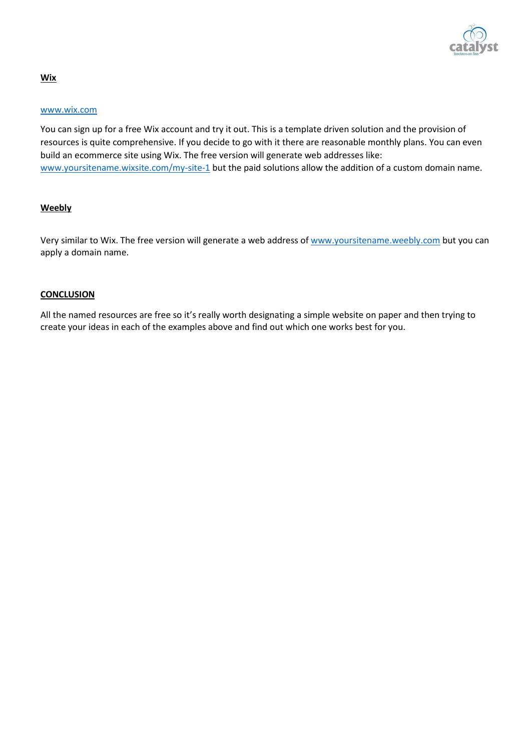**Wix**

www.wix.com

You can sign up for a free Wix account and try it out. This is a template driven solution and the provision of resources is quite comprehensive. If you decide to go with it there are reasonable monthly plans. You can even build an ecommerce site using Wix. The free version will generate web addresses like: www.yoursitename.wixsite.com/my-site-1 but the paid solutions allow the addition of a custom domain name.

**Weebly**

Very similar to Wix. The free version will generate a web address of www.yoursitename.weebly.com but you can apply a domain name.

**CONCLUSION**

All the named resources are free so it's really worth designating a simple website on paper and then trying to create your ideas in each of the examples above and find out which one works best for you.